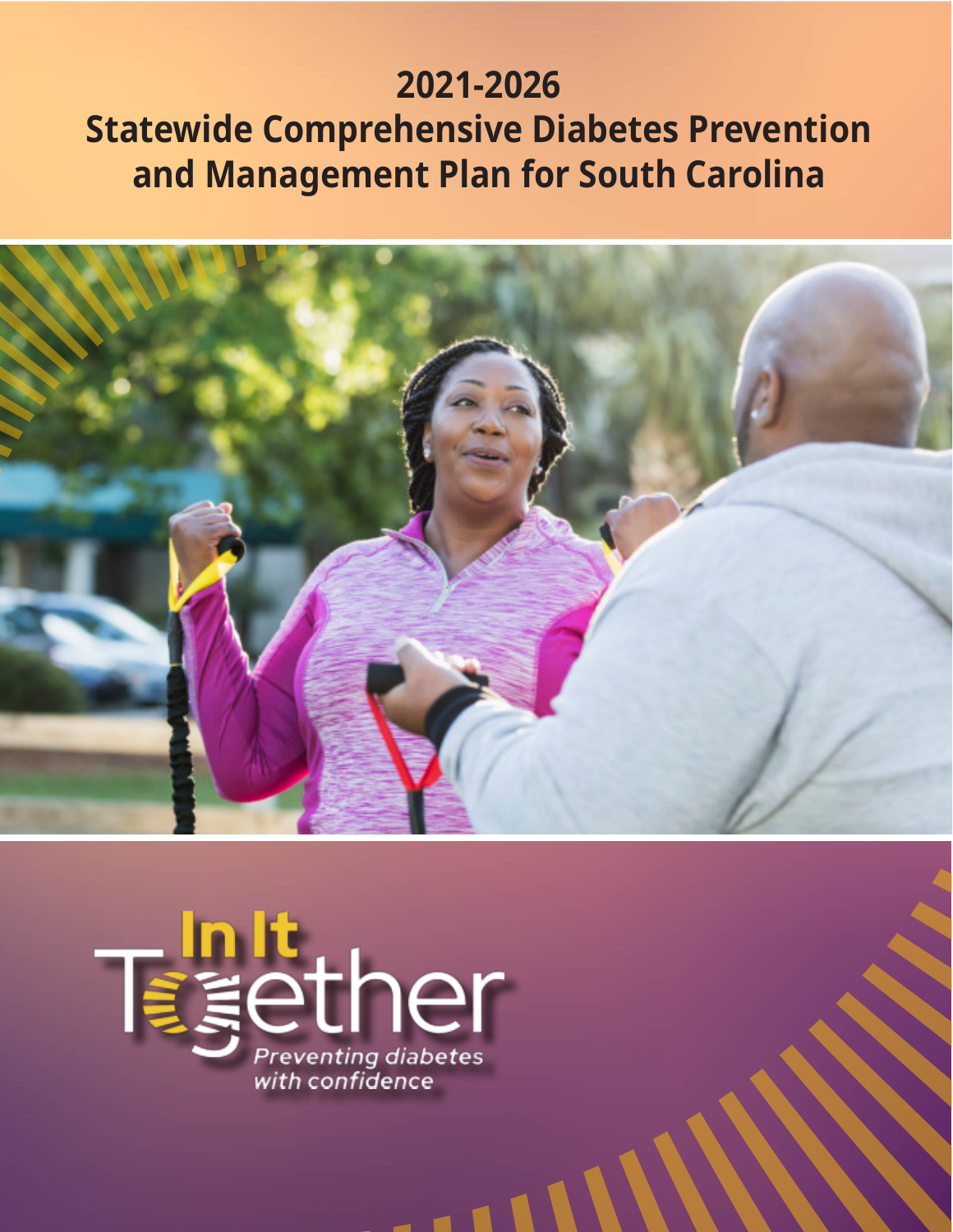# 2021-2026
# Statewide Comprehensive Diabetes Prevention and Management Plan for South Carolina

In It Together

*Preventing diabetes with confidence*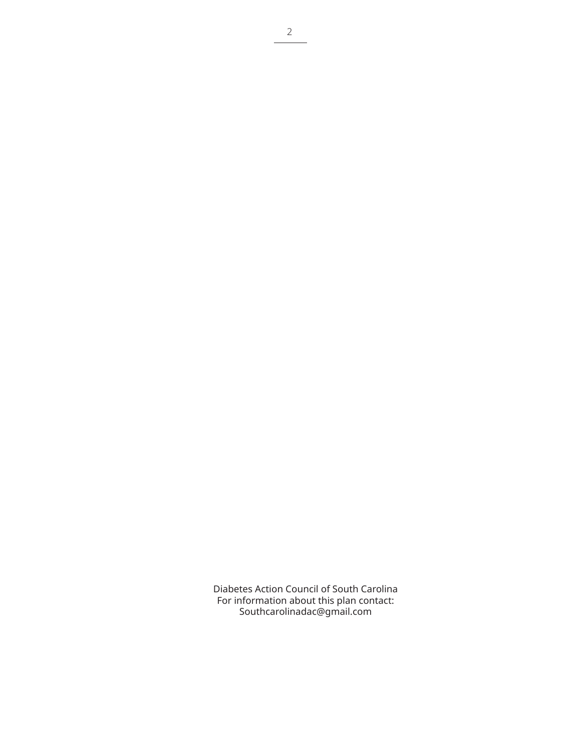Diabetes Action Council of South Carolina
For information about this plan contact:
Southcarolinadac@gmail.com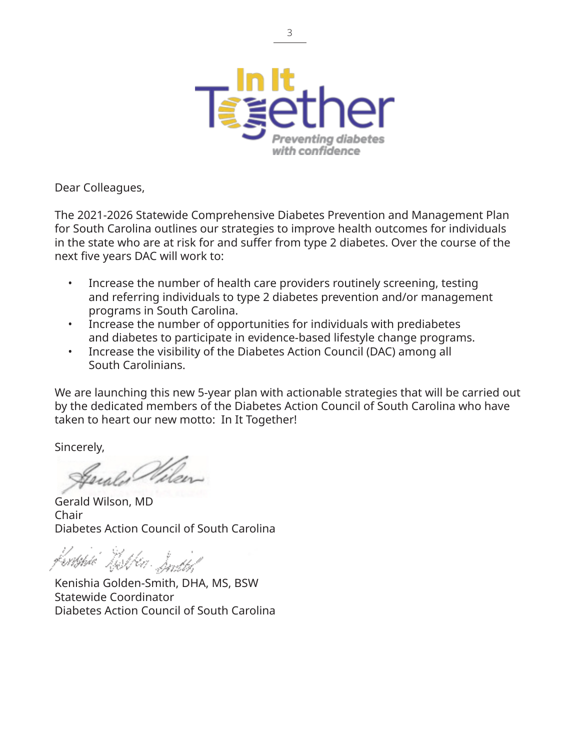In It Together

*Preventing diabetes with confidence*

Dear Colleagues,

The 2021-2026 Statewide Comprehensive Diabetes Prevention and Management Plan for South Carolina outlines our strategies to improve health outcomes for individuals in the state who are at risk for and suffer from type 2 diabetes. Over the course of the next five years DAC will work to:

- Increase the number of health care providers routinely screening, testing and referring individuals to type 2 diabetes prevention and/or management programs in South Carolina.
- Increase the number of opportunities for individuals with prediabetes and diabetes to participate in evidence-based lifestyle change programs.
- Increase the visibility of the Diabetes Action Council (DAC) among all South Carolinians.

We are launching this new 5-year plan with actionable strategies that will be carried out by the dedicated members of the Diabetes Action Council of South Carolina who have taken to heart our new motto: In It Together!

Sincerely,

Gerald Wilson, MD
Chair
Diabetes Action Council of South Carolina

Kenishia Golden-Smith, DHA, MS, BSW
Statewide Coordinator
Diabetes Action Council of South Carolina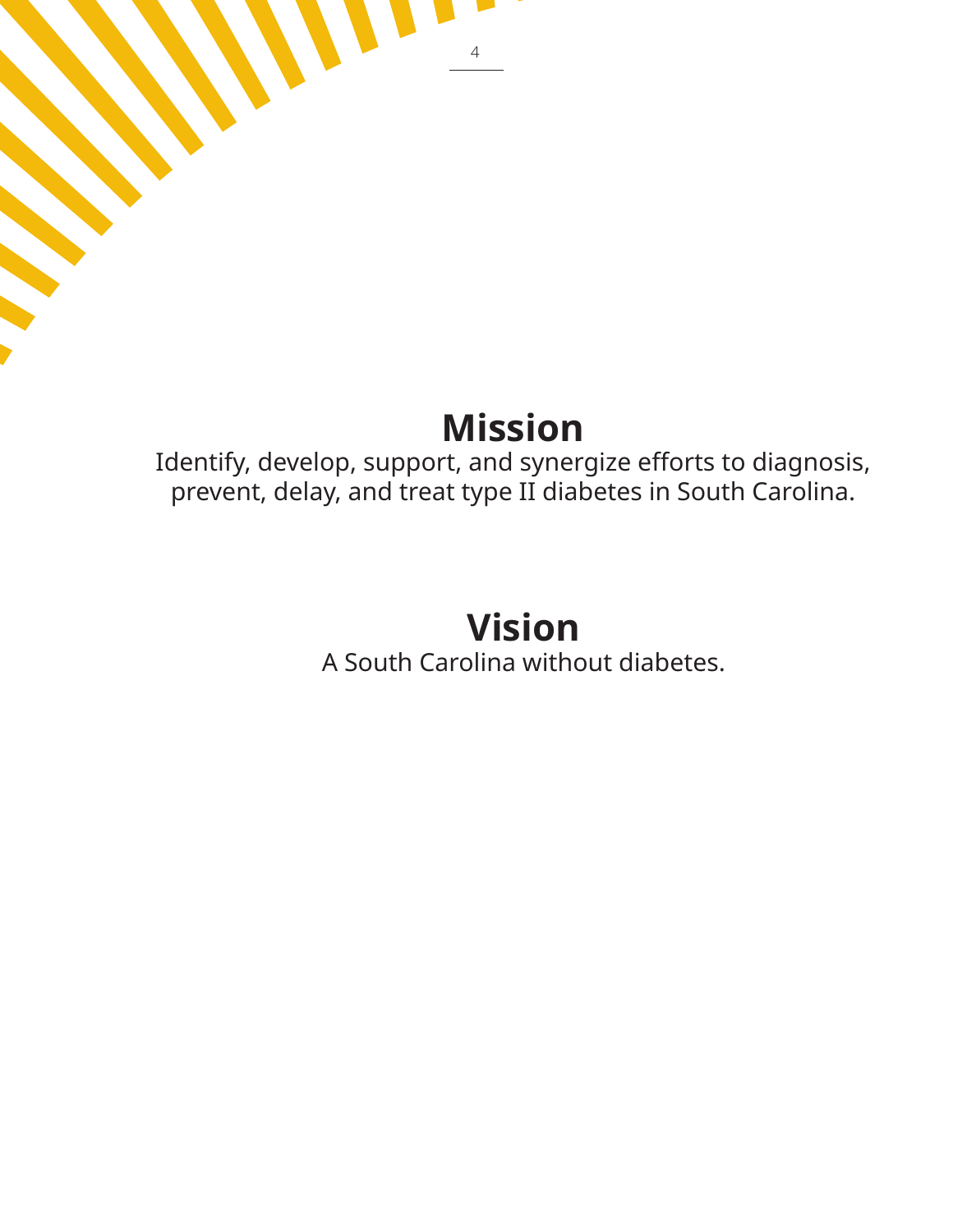# Mission

Identify, develop, support, and synergize efforts to diagnosis, prevent, delay, and treat type II diabetes in South Carolina.

# Vision

A South Carolina without diabetes.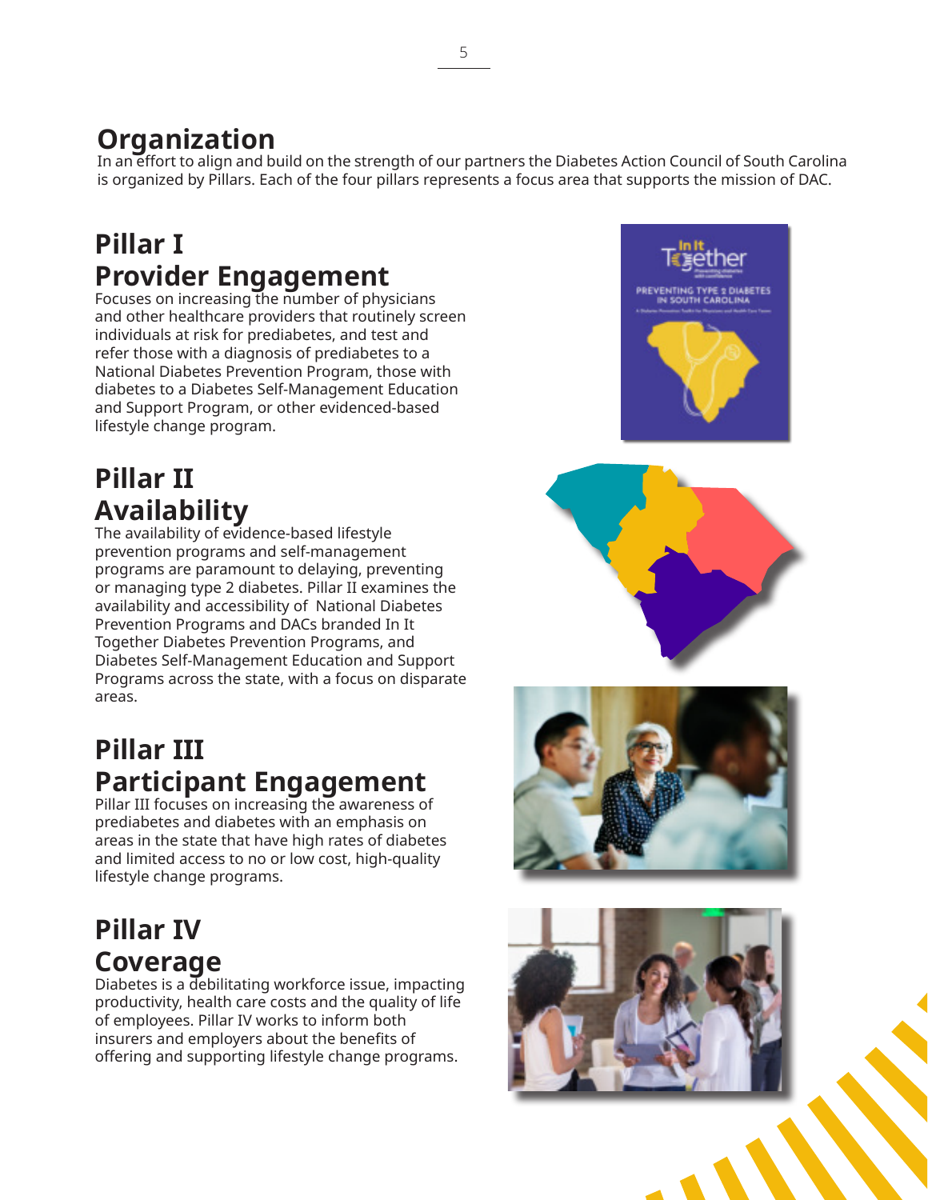# Organization

In an effort to align and build on the strength of our partners the Diabetes Action Council of South Carolina is organized by Pillars. Each of the four pillars represents a focus area that supports the mission of DAC.

## Pillar I
## Provider Engagement

Focuses on increasing the number of physicians and other healthcare providers that routinely screen individuals at risk for prediabetes, and test and refer those with a diagnosis of prediabetes to a National Diabetes Prevention Program, those with diabetes to a Diabetes Self-Management Education and Support Program, or other evidenced-based lifestyle change program.

## Pillar II
## Availability

The availability of evidence-based lifestyle prevention programs and self-management programs are paramount to delaying, preventing or managing type 2 diabetes. Pillar II examines the availability and accessibility of National Diabetes Prevention Programs and DACs branded In It Together Diabetes Prevention Programs, and Diabetes Self-Management Education and Support Programs across the state, with a focus on disparate areas.

## Pillar III
## Participant Engagement

Pillar III focuses on increasing the awareness of prediabetes and diabetes with an emphasis on areas in the state that have high rates of diabetes and limited access to no or low cost, high-quality lifestyle change programs.

## Pillar IV
## Coverage

Diabetes is a debilitating workforce issue, impacting productivity, health care costs and the quality of life of employees. Pillar IV works to inform both insurers and employers about the benefits of offering and supporting lifestyle change programs.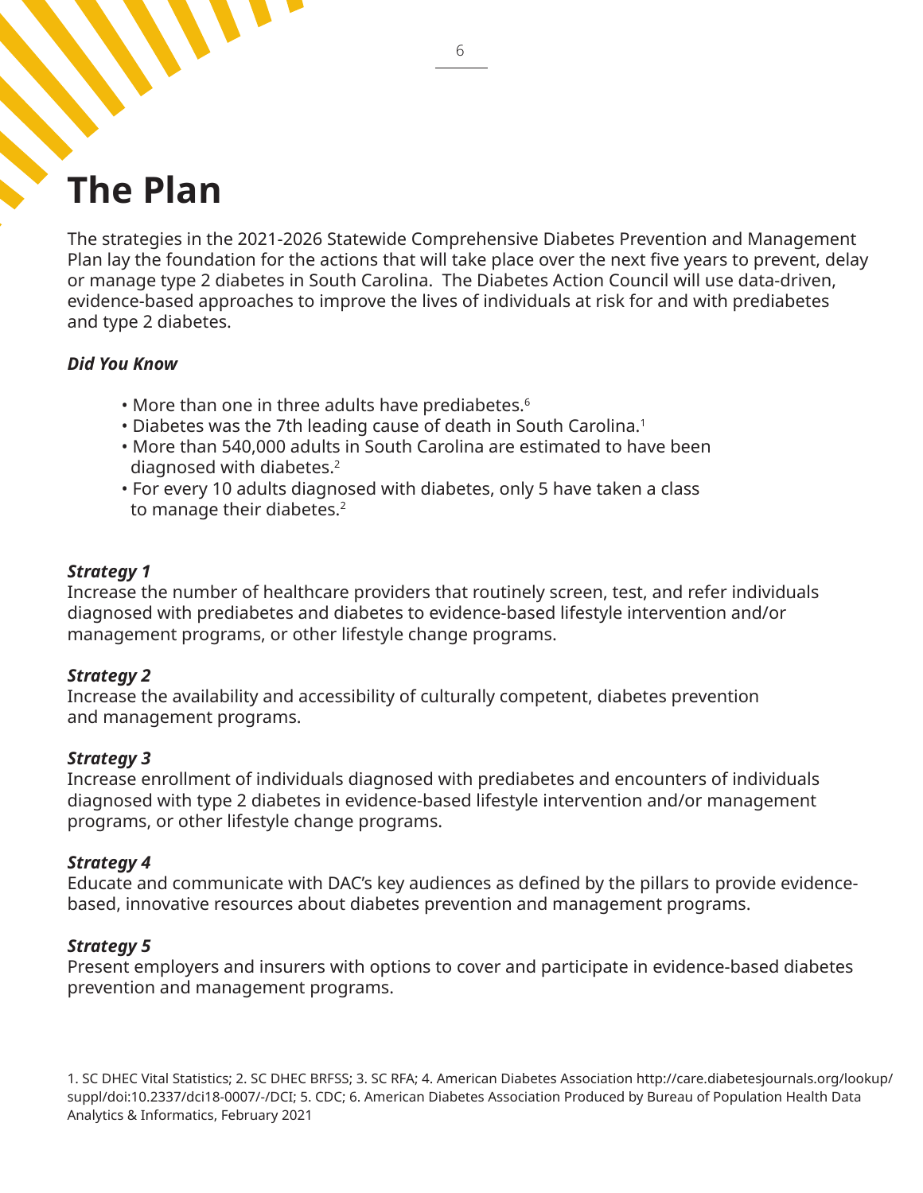# The Plan

The strategies in the 2021-2026 Statewide Comprehensive Diabetes Prevention and Management Plan lay the foundation for the actions that will take place over the next five years to prevent, delay or manage type 2 diabetes in South Carolina. The Diabetes Action Council will use data-driven, evidence-based approaches to improve the lives of individuals at risk for and with prediabetes and type 2 diabetes.

***Did You Know***

- More than one in three adults have prediabetes.[6]
- Diabetes was the 7th leading cause of death in South Carolina.[1]
- More than 540,000 adults in South Carolina are estimated to have been diagnosed with diabetes.[2]
- For every 10 adults diagnosed with diabetes, only 5 have taken a class to manage their diabetes.[2]

***Strategy 1***
Increase the number of healthcare providers that routinely screen, test, and refer individuals diagnosed with prediabetes and diabetes to evidence-based lifestyle intervention and/or management programs, or other lifestyle change programs.

***Strategy 2***
Increase the availability and accessibility of culturally competent, diabetes prevention and management programs.

***Strategy 3***
Increase enrollment of individuals diagnosed with prediabetes and encounters of individuals diagnosed with type 2 diabetes in evidence-based lifestyle intervention and/or management programs, or other lifestyle change programs.

***Strategy 4***
Educate and communicate with DAC's key audiences as defined by the pillars to provide evidence-based, innovative resources about diabetes prevention and management programs.

***Strategy 5***
Present employers and insurers with options to cover and participate in evidence-based diabetes prevention and management programs.

1. SC DHEC Vital Statistics; 2. SC DHEC BRFSS; 3. SC RFA; 4. American Diabetes Association http://care.diabetesjournals.org/lookup/suppl/doi:10.2337/dci18-0007/-/DCI; 5. CDC; 6. American Diabetes Association Produced by Bureau of Population Health Data Analytics & Informatics, February 2021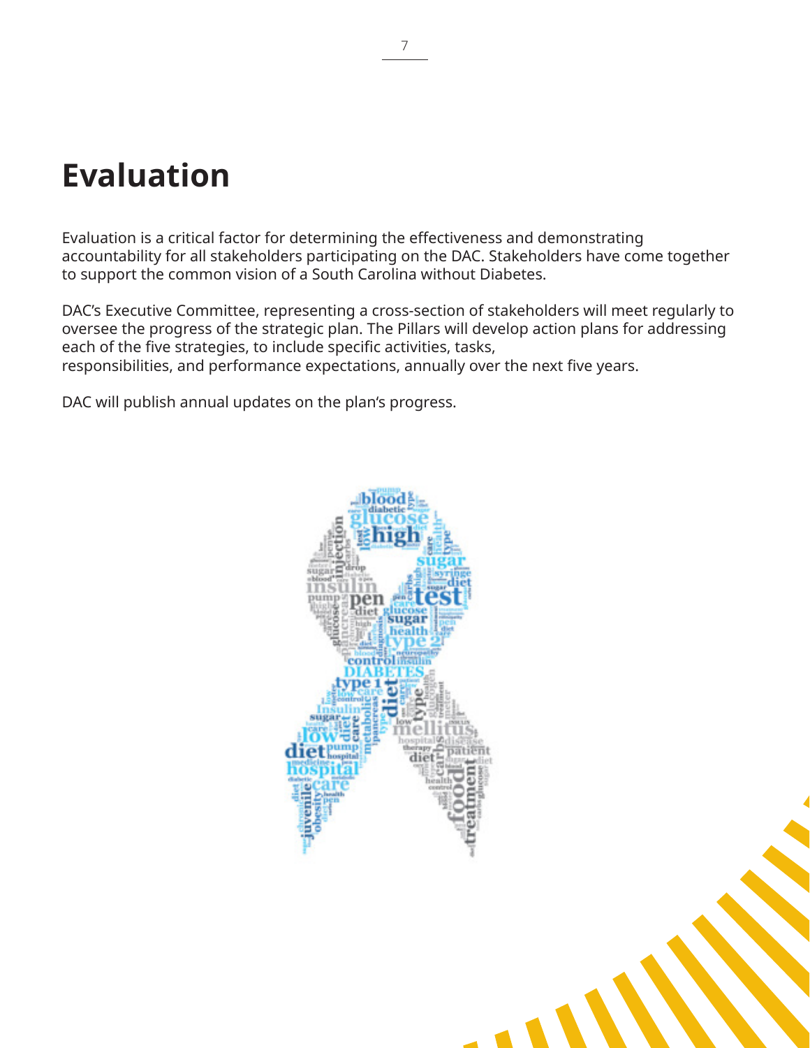# Evaluation

Evaluation is a critical factor for determining the effectiveness and demonstrating accountability for all stakeholders participating on the DAC. Stakeholders have come together to support the common vision of a South Carolina without Diabetes.

DAC's Executive Committee, representing a cross-section of stakeholders will meet regularly to oversee the progress of the strategic plan. The Pillars will develop action plans for addressing each of the five strategies, to include specific activities, tasks, responsibilities, and performance expectations, annually over the next five years.

DAC will publish annual updates on the plan's progress.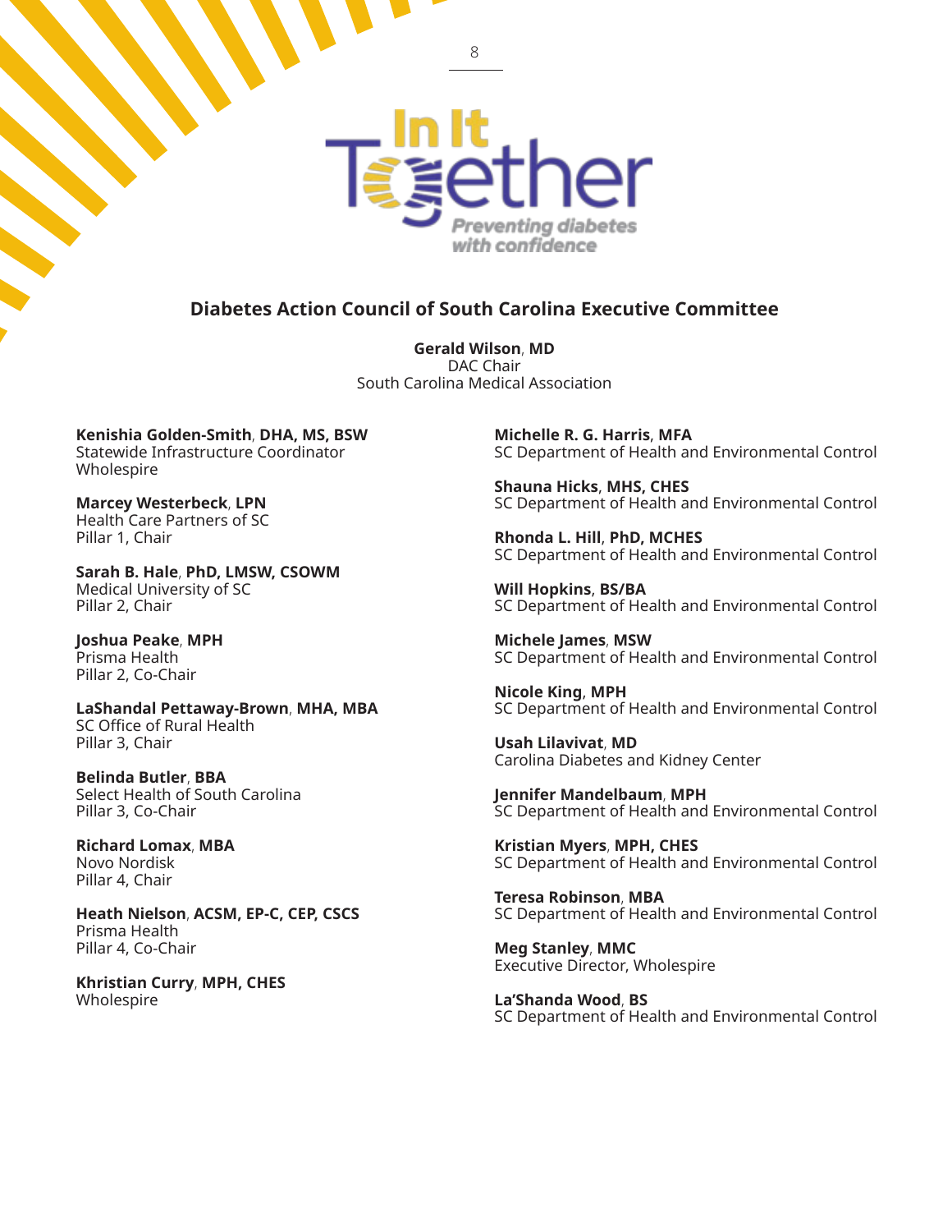## Diabetes Action Council of South Carolina Executive Committee

**Gerald Wilson**, **MD**
DAC Chair
South Carolina Medical Association

**Kenishia Golden-Smith**, **DHA, MS, BSW**
Statewide Infrastructure Coordinator
Wholespire

**Marcey Westerbeck**, **LPN**
Health Care Partners of SC
Pillar 1, Chair

**Sarah B. Hale**, **PhD, LMSW, CSOWM**
Medical University of SC
Pillar 2, Chair

**Joshua Peake**, **MPH**
Prisma Health
Pillar 2, Co-Chair

**LaShandal Pettaway-Brown**, **MHA, MBA**
SC Office of Rural Health
Pillar 3, Chair

**Belinda Butler**, **BBA**
Select Health of South Carolina
Pillar 3, Co-Chair

**Richard Lomax**, **MBA**
Novo Nordisk
Pillar 4, Chair

**Heath Nielson**, **ACSM, EP-C, CEP, CSCS**
Prisma Health
Pillar 4, Co-Chair

**Khristian Curry**, **MPH, CHES**
Wholespire

**Michelle R. G. Harris**, **MFA**
SC Department of Health and Environmental Control

**Shauna Hicks**, **MHS, CHES**
SC Department of Health and Environmental Control

**Rhonda L. Hill**, **PhD, MCHES**
SC Department of Health and Environmental Control

**Will Hopkins**, **BS/BA**
SC Department of Health and Environmental Control

**Michele James**, **MSW**
SC Department of Health and Environmental Control

**Nicole King**, **MPH**
SC Department of Health and Environmental Control

**Usah Lilavivat**, **MD**
Carolina Diabetes and Kidney Center

**Jennifer Mandelbaum**, **MPH**
SC Department of Health and Environmental Control

**Kristian Myers**, **MPH, CHES**
SC Department of Health and Environmental Control

**Teresa Robinson**, **MBA**
SC Department of Health and Environmental Control

**Meg Stanley**, **MMC**
Executive Director, Wholespire

**La'Shanda Wood**, **BS**
SC Department of Health and Environmental Control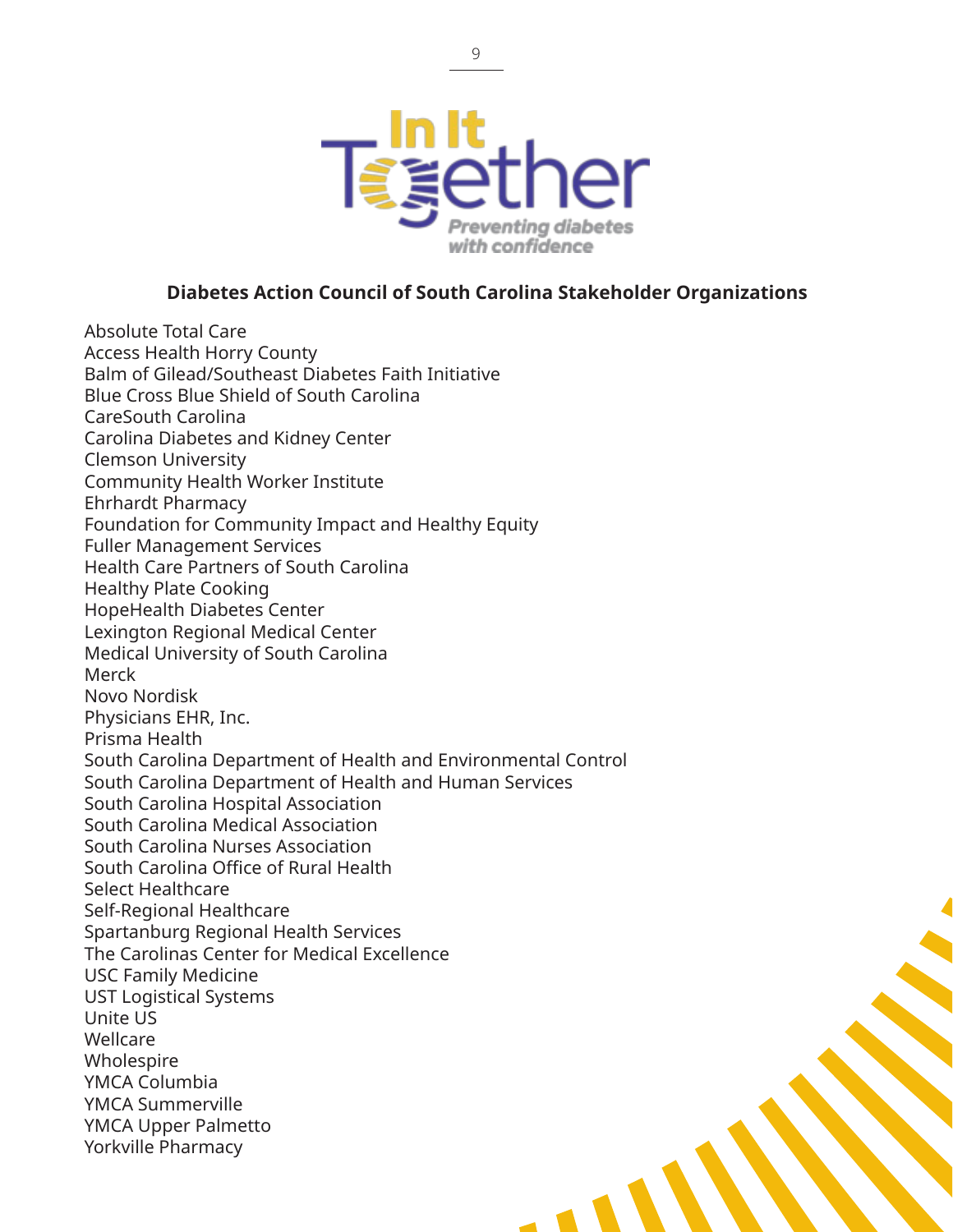In It Together

Preventing diabetes with confidence

**Diabetes Action Council of South Carolina Stakeholder Organizations**

Absolute Total Care
Access Health Horry County
Balm of Gilead/Southeast Diabetes Faith Initiative
Blue Cross Blue Shield of South Carolina
CareSouth Carolina
Carolina Diabetes and Kidney Center
Clemson University
Community Health Worker Institute
Ehrhardt Pharmacy
Foundation for Community Impact and Healthy Equity
Fuller Management Services
Health Care Partners of South Carolina
Healthy Plate Cooking
HopeHealth Diabetes Center
Lexington Regional Medical Center
Medical University of South Carolina
Merck
Novo Nordisk
Physicians EHR, Inc.
Prisma Health
South Carolina Department of Health and Environmental Control
South Carolina Department of Health and Human Services
South Carolina Hospital Association
South Carolina Medical Association
South Carolina Nurses Association
South Carolina Office of Rural Health
Select Healthcare
Self-Regional Healthcare
Spartanburg Regional Health Services
The Carolinas Center for Medical Excellence
USC Family Medicine
UST Logistical Systems
Unite US
Wellcare
Wholespire
YMCA Columbia
YMCA Summerville
YMCA Upper Palmetto
Yorkville Pharmacy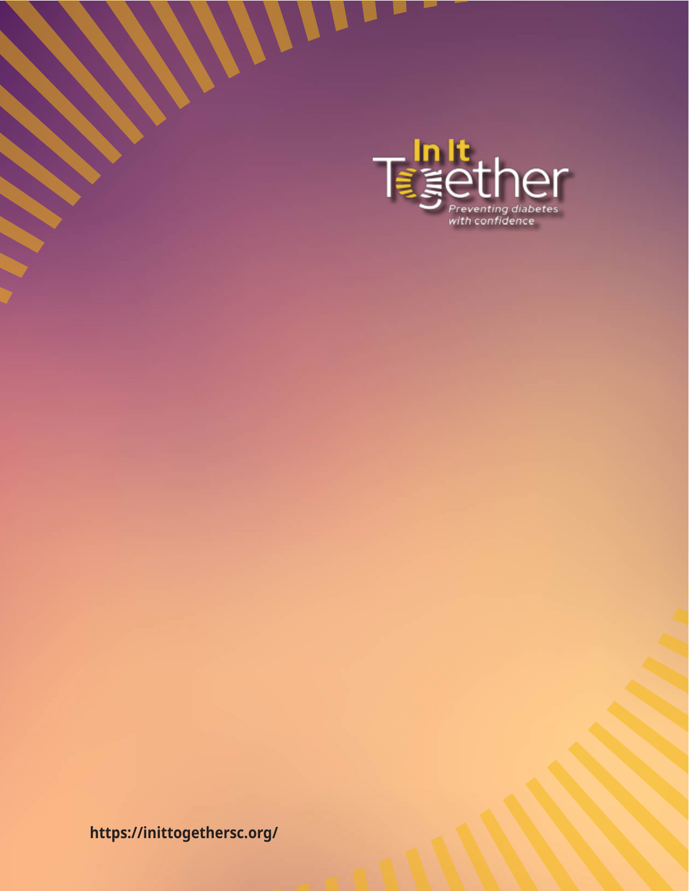In It Together

Preventing diabetes with confidence

https://inittogethersc.org/